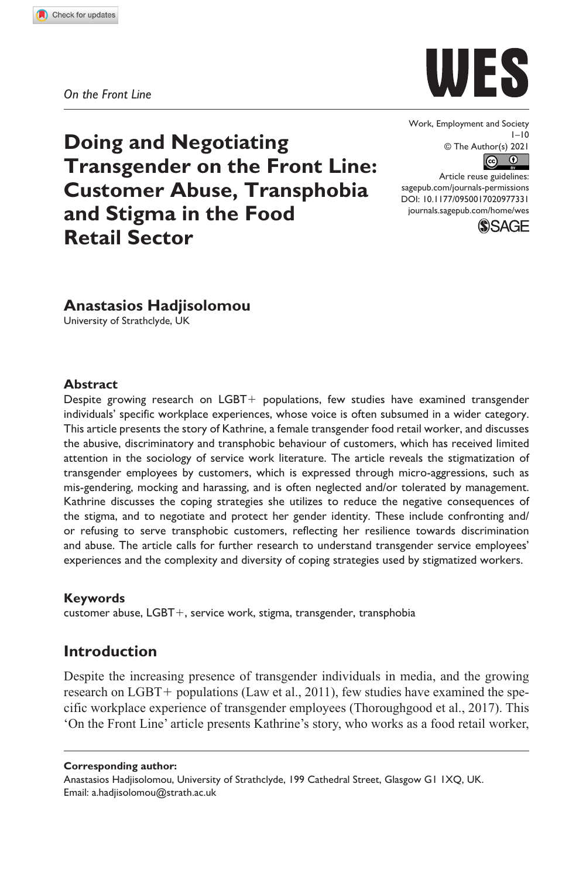*On the Front Line*

# Doing and Negotiating Transgender on the Front Line: Customer Abuse, Transphobia and Stigma in the Food Retail Sector

Work, Employment and Society
© The Author(s) 2021
Article reuse guidelines:
sagepub.com/journals-permissions
DOI: 10.1177/0950017020977331
journals.sagepub.com/home/wes

**Anastasios Hadjisolomou**
University of Strathclyde, UK

### Abstract

Despite growing research on LGBT+ populations, few studies have examined transgender individuals' specific workplace experiences, whose voice is often subsumed in a wider category. This article presents the story of Kathrine, a female transgender food retail worker, and discusses the abusive, discriminatory and transphobic behaviour of customers, which has received limited attention in the sociology of service work literature. The article reveals the stigmatization of transgender employees by customers, which is expressed through micro-aggressions, such as mis-gendering, mocking and harassing, and is often neglected and/or tolerated by management. Kathrine discusses the coping strategies she utilizes to reduce the negative consequences of the stigma, and to negotiate and protect her gender identity. These include confronting and/or refusing to serve transphobic customers, reflecting her resilience towards discrimination and abuse. The article calls for further research to understand transgender service employees' experiences and the complexity and diversity of coping strategies used by stigmatized workers.

### Keywords

customer abuse, LGBT+, service work, stigma, transgender, transphobia

## Introduction

Despite the increasing presence of transgender individuals in media, and the growing research on LGBT+ populations (Law et al., 2011), few studies have examined the specific workplace experience of transgender employees (Thoroughgood et al., 2017). This 'On the Front Line' article presents Kathrine's story, who works as a food retail worker,

**Corresponding author:**
Anastasios Hadjisolomou, University of Strathclyde, 199 Cathedral Street, Glasgow G1 1XQ, UK.
Email: a.hadjisolomou@strath.ac.uk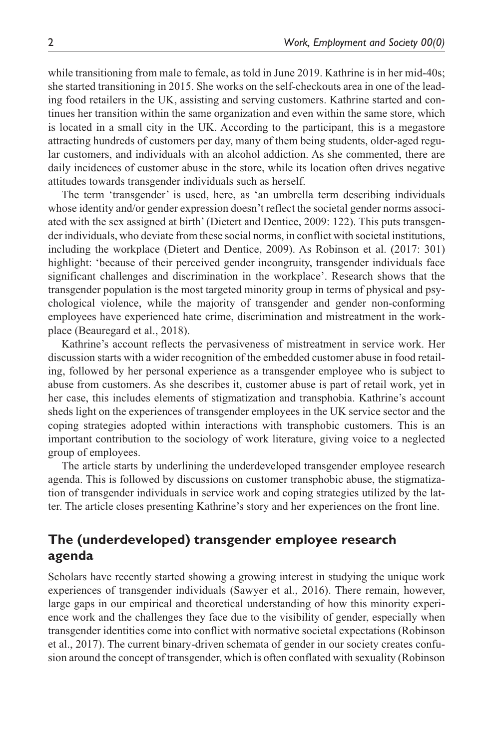while transitioning from male to female, as told in June 2019. Kathrine is in her mid-40s; she started transitioning in 2015. She works on the self-checkouts area in one of the leading food retailers in the UK, assisting and serving customers. Kathrine started and continues her transition within the same organization and even within the same store, which is located in a small city in the UK. According to the participant, this is a megastore attracting hundreds of customers per day, many of them being students, older-aged regular customers, and individuals with an alcohol addiction. As she commented, there are daily incidences of customer abuse in the store, while its location often drives negative attitudes towards transgender individuals such as herself.

The term 'transgender' is used, here, as 'an umbrella term describing individuals whose identity and/or gender expression doesn't reflect the societal gender norms associated with the sex assigned at birth' (Dietert and Dentice, 2009: 122). This puts transgender individuals, who deviate from these social norms, in conflict with societal institutions, including the workplace (Dietert and Dentice, 2009). As Robinson et al. (2017: 301) highlight: 'because of their perceived gender incongruity, transgender individuals face significant challenges and discrimination in the workplace'. Research shows that the transgender population is the most targeted minority group in terms of physical and psychological violence, while the majority of transgender and gender non-conforming employees have experienced hate crime, discrimination and mistreatment in the workplace (Beauregard et al., 2018).

Kathrine's account reflects the pervasiveness of mistreatment in service work. Her discussion starts with a wider recognition of the embedded customer abuse in food retailing, followed by her personal experience as a transgender employee who is subject to abuse from customers. As she describes it, customer abuse is part of retail work, yet in her case, this includes elements of stigmatization and transphobia. Kathrine's account sheds light on the experiences of transgender employees in the UK service sector and the coping strategies adopted within interactions with transphobic customers. This is an important contribution to the sociology of work literature, giving voice to a neglected group of employees.

The article starts by underlining the underdeveloped transgender employee research agenda. This is followed by discussions on customer transphobic abuse, the stigmatization of transgender individuals in service work and coping strategies utilized by the latter. The article closes presenting Kathrine's story and her experiences on the front line.

## The (underdeveloped) transgender employee research agenda

Scholars have recently started showing a growing interest in studying the unique work experiences of transgender individuals (Sawyer et al., 2016). There remain, however, large gaps in our empirical and theoretical understanding of how this minority experience work and the challenges they face due to the visibility of gender, especially when transgender identities come into conflict with normative societal expectations (Robinson et al., 2017). The current binary-driven schemata of gender in our society creates confusion around the concept of transgender, which is often conflated with sexuality (Robinson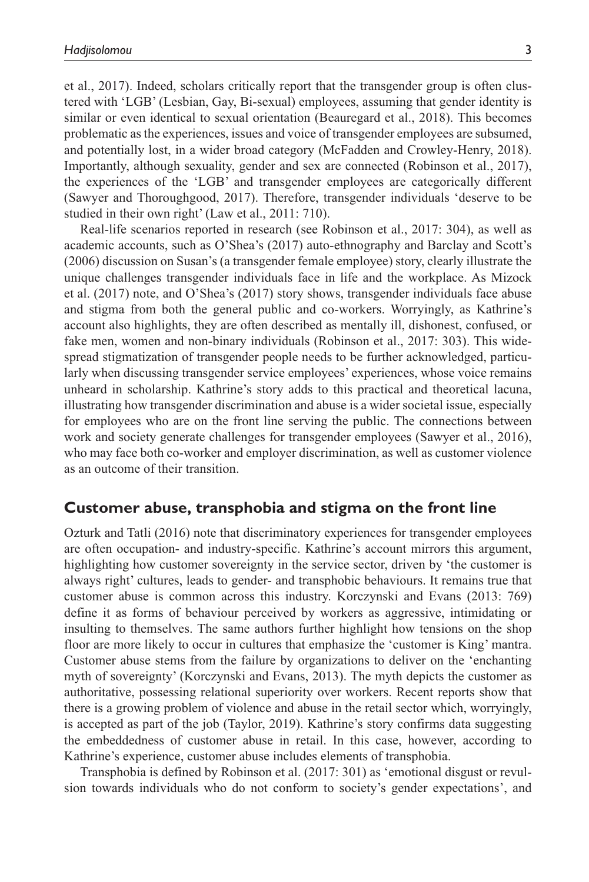et al., 2017). Indeed, scholars critically report that the transgender group is often clustered with 'LGB' (Lesbian, Gay, Bi-sexual) employees, assuming that gender identity is similar or even identical to sexual orientation (Beauregard et al., 2018). This becomes problematic as the experiences, issues and voice of transgender employees are subsumed, and potentially lost, in a wider broad category (McFadden and Crowley-Henry, 2018). Importantly, although sexuality, gender and sex are connected (Robinson et al., 2017), the experiences of the 'LGB' and transgender employees are categorically different (Sawyer and Thoroughgood, 2017). Therefore, transgender individuals 'deserve to be studied in their own right' (Law et al., 2011: 710).

Real-life scenarios reported in research (see Robinson et al., 2017: 304), as well as academic accounts, such as O'Shea's (2017) auto-ethnography and Barclay and Scott's (2006) discussion on Susan's (a transgender female employee) story, clearly illustrate the unique challenges transgender individuals face in life and the workplace. As Mizock et al. (2017) note, and O'Shea's (2017) story shows, transgender individuals face abuse and stigma from both the general public and co-workers. Worryingly, as Kathrine's account also highlights, they are often described as mentally ill, dishonest, confused, or fake men, women and non-binary individuals (Robinson et al., 2017: 303). This widespread stigmatization of transgender people needs to be further acknowledged, particularly when discussing transgender service employees' experiences, whose voice remains unheard in scholarship. Kathrine's story adds to this practical and theoretical lacuna, illustrating how transgender discrimination and abuse is a wider societal issue, especially for employees who are on the front line serving the public. The connections between work and society generate challenges for transgender employees (Sawyer et al., 2016), who may face both co-worker and employer discrimination, as well as customer violence as an outcome of their transition.

## Customer abuse, transphobia and stigma on the front line

Ozturk and Tatli (2016) note that discriminatory experiences for transgender employees are often occupation- and industry-specific. Kathrine's account mirrors this argument, highlighting how customer sovereignty in the service sector, driven by 'the customer is always right' cultures, leads to gender- and transphobic behaviours. It remains true that customer abuse is common across this industry. Korczynski and Evans (2013: 769) define it as forms of behaviour perceived by workers as aggressive, intimidating or insulting to themselves. The same authors further highlight how tensions on the shop floor are more likely to occur in cultures that emphasize the 'customer is King' mantra. Customer abuse stems from the failure by organizations to deliver on the 'enchanting myth of sovereignty' (Korczynski and Evans, 2013). The myth depicts the customer as authoritative, possessing relational superiority over workers. Recent reports show that there is a growing problem of violence and abuse in the retail sector which, worryingly, is accepted as part of the job (Taylor, 2019). Kathrine's story confirms data suggesting the embeddedness of customer abuse in retail. In this case, however, according to Kathrine's experience, customer abuse includes elements of transphobia.

Transphobia is defined by Robinson et al. (2017: 301) as 'emotional disgust or revulsion towards individuals who do not conform to society's gender expectations', and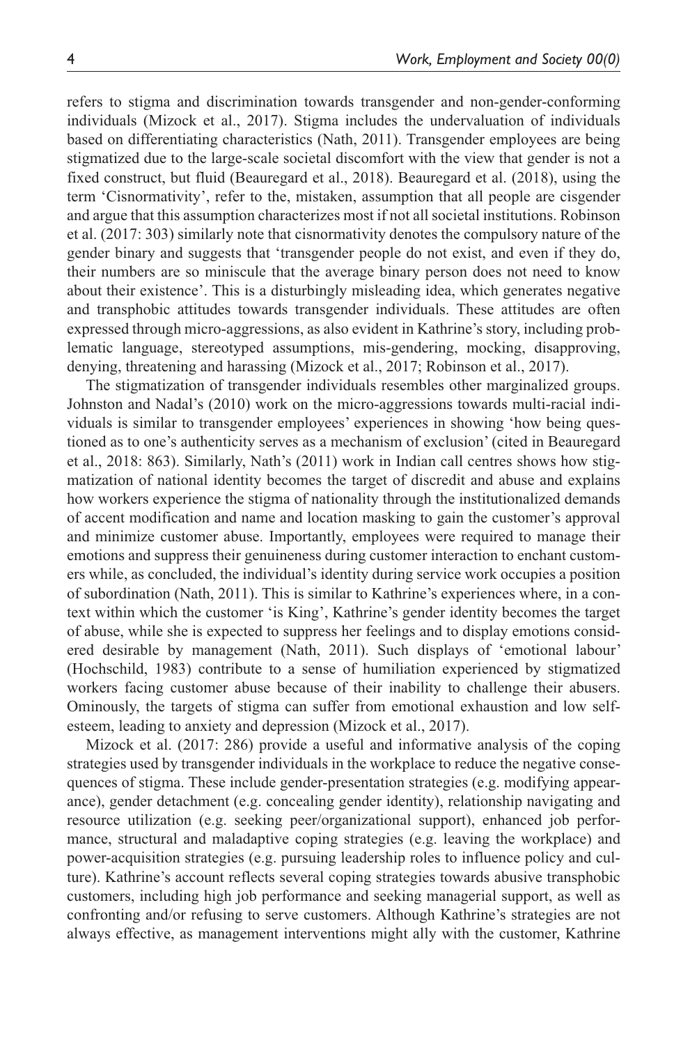refers to stigma and discrimination towards transgender and non-gender-conforming individuals (Mizock et al., 2017). Stigma includes the undervaluation of individuals based on differentiating characteristics (Nath, 2011). Transgender employees are being stigmatized due to the large-scale societal discomfort with the view that gender is not a fixed construct, but fluid (Beauregard et al., 2018). Beauregard et al. (2018), using the term 'Cisnormativity', refer to the, mistaken, assumption that all people are cisgender and argue that this assumption characterizes most if not all societal institutions. Robinson et al. (2017: 303) similarly note that cisnormativity denotes the compulsory nature of the gender binary and suggests that 'transgender people do not exist, and even if they do, their numbers are so miniscule that the average binary person does not need to know about their existence'. This is a disturbingly misleading idea, which generates negative and transphobic attitudes towards transgender individuals. These attitudes are often expressed through micro-aggressions, as also evident in Kathrine's story, including problematic language, stereotyped assumptions, mis-gendering, mocking, disapproving, denying, threatening and harassing (Mizock et al., 2017; Robinson et al., 2017).

The stigmatization of transgender individuals resembles other marginalized groups. Johnston and Nadal's (2010) work on the micro-aggressions towards multi-racial individuals is similar to transgender employees' experiences in showing 'how being questioned as to one's authenticity serves as a mechanism of exclusion' (cited in Beauregard et al., 2018: 863). Similarly, Nath's (2011) work in Indian call centres shows how stigmatization of national identity becomes the target of discredit and abuse and explains how workers experience the stigma of nationality through the institutionalized demands of accent modification and name and location masking to gain the customer's approval and minimize customer abuse. Importantly, employees were required to manage their emotions and suppress their genuineness during customer interaction to enchant customers while, as concluded, the individual's identity during service work occupies a position of subordination (Nath, 2011). This is similar to Kathrine's experiences where, in a context within which the customer 'is King', Kathrine's gender identity becomes the target of abuse, while she is expected to suppress her feelings and to display emotions considered desirable by management (Nath, 2011). Such displays of 'emotional labour' (Hochschild, 1983) contribute to a sense of humiliation experienced by stigmatized workers facing customer abuse because of their inability to challenge their abusers. Ominously, the targets of stigma can suffer from emotional exhaustion and low self-esteem, leading to anxiety and depression (Mizock et al., 2017).

Mizock et al. (2017: 286) provide a useful and informative analysis of the coping strategies used by transgender individuals in the workplace to reduce the negative consequences of stigma. These include gender-presentation strategies (e.g. modifying appearance), gender detachment (e.g. concealing gender identity), relationship navigating and resource utilization (e.g. seeking peer/organizational support), enhanced job performance, structural and maladaptive coping strategies (e.g. leaving the workplace) and power-acquisition strategies (e.g. pursuing leadership roles to influence policy and culture). Kathrine's account reflects several coping strategies towards abusive transphobic customers, including high job performance and seeking managerial support, as well as confronting and/or refusing to serve customers. Although Kathrine's strategies are not always effective, as management interventions might ally with the customer, Kathrine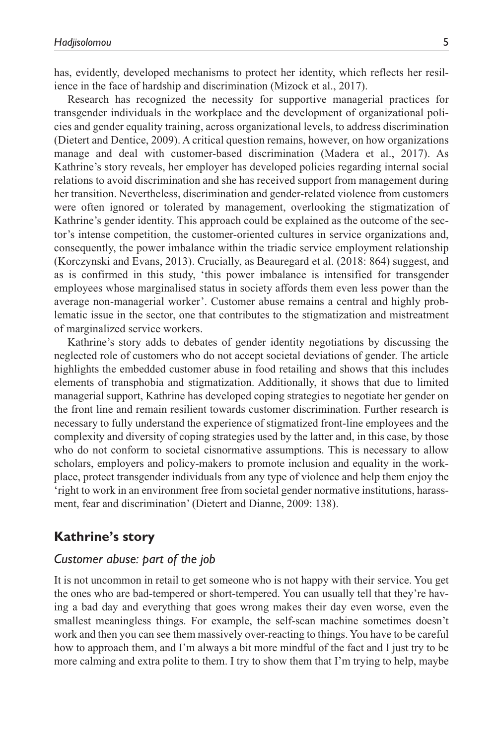has, evidently, developed mechanisms to protect her identity, which reflects her resilience in the face of hardship and discrimination (Mizock et al., 2017).

Research has recognized the necessity for supportive managerial practices for transgender individuals in the workplace and the development of organizational policies and gender equality training, across organizational levels, to address discrimination (Dietert and Dentice, 2009). A critical question remains, however, on how organizations manage and deal with customer-based discrimination (Madera et al., 2017). As Kathrine's story reveals, her employer has developed policies regarding internal social relations to avoid discrimination and she has received support from management during her transition. Nevertheless, discrimination and gender-related violence from customers were often ignored or tolerated by management, overlooking the stigmatization of Kathrine's gender identity. This approach could be explained as the outcome of the sector's intense competition, the customer-oriented cultures in service organizations and, consequently, the power imbalance within the triadic service employment relationship (Korczynski and Evans, 2013). Crucially, as Beauregard et al. (2018: 864) suggest, and as is confirmed in this study, 'this power imbalance is intensified for transgender employees whose marginalised status in society affords them even less power than the average non-managerial worker'. Customer abuse remains a central and highly problematic issue in the sector, one that contributes to the stigmatization and mistreatment of marginalized service workers.

Kathrine's story adds to debates of gender identity negotiations by discussing the neglected role of customers who do not accept societal deviations of gender. The article highlights the embedded customer abuse in food retailing and shows that this includes elements of transphobia and stigmatization. Additionally, it shows that due to limited managerial support, Kathrine has developed coping strategies to negotiate her gender on the front line and remain resilient towards customer discrimination. Further research is necessary to fully understand the experience of stigmatized front-line employees and the complexity and diversity of coping strategies used by the latter and, in this case, by those who do not conform to societal cisnormative assumptions. This is necessary to allow scholars, employers and policy-makers to promote inclusion and equality in the workplace, protect transgender individuals from any type of violence and help them enjoy the 'right to work in an environment free from societal gender normative institutions, harassment, fear and discrimination' (Dietert and Dianne, 2009: 138).

## Kathrine's story

### *Customer abuse: part of the job*

It is not uncommon in retail to get someone who is not happy with their service. You get the ones who are bad-tempered or short-tempered. You can usually tell that they're having a bad day and everything that goes wrong makes their day even worse, even the smallest meaningless things. For example, the self-scan machine sometimes doesn't work and then you can see them massively over-reacting to things. You have to be careful how to approach them, and I'm always a bit more mindful of the fact and I just try to be more calming and extra polite to them. I try to show them that I'm trying to help, maybe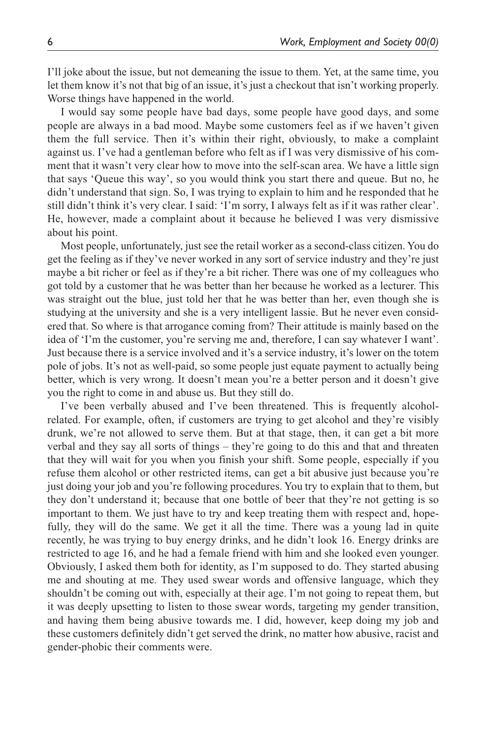I'll joke about the issue, but not demeaning the issue to them. Yet, at the same time, you let them know it's not that big of an issue, it's just a checkout that isn't working properly. Worse things have happened in the world.

I would say some people have bad days, some people have good days, and some people are always in a bad mood. Maybe some customers feel as if we haven't given them the full service. Then it's within their right, obviously, to make a complaint against us. I've had a gentleman before who felt as if I was very dismissive of his comment that it wasn't very clear how to move into the self-scan area. We have a little sign that says 'Queue this way', so you would think you start there and queue. But no, he didn't understand that sign. So, I was trying to explain to him and he responded that he still didn't think it's very clear. I said: 'I'm sorry, I always felt as if it was rather clear'. He, however, made a complaint about it because he believed I was very dismissive about his point.

Most people, unfortunately, just see the retail worker as a second-class citizen. You do get the feeling as if they've never worked in any sort of service industry and they're just maybe a bit richer or feel as if they're a bit richer. There was one of my colleagues who got told by a customer that he was better than her because he worked as a lecturer. This was straight out the blue, just told her that he was better than her, even though she is studying at the university and she is a very intelligent lassie. But he never even considered that. So where is that arrogance coming from? Their attitude is mainly based on the idea of 'I'm the customer, you're serving me and, therefore, I can say whatever I want'. Just because there is a service involved and it's a service industry, it's lower on the totem pole of jobs. It's not as well-paid, so some people just equate payment to actually being better, which is very wrong. It doesn't mean you're a better person and it doesn't give you the right to come in and abuse us. But they still do.

I've been verbally abused and I've been threatened. This is frequently alcohol-related. For example, often, if customers are trying to get alcohol and they're visibly drunk, we're not allowed to serve them. But at that stage, then, it can get a bit more verbal and they say all sorts of things – they're going to do this and that and threaten that they will wait for you when you finish your shift. Some people, especially if you refuse them alcohol or other restricted items, can get a bit abusive just because you're just doing your job and you're following procedures. You try to explain that to them, but they don't understand it; because that one bottle of beer that they're not getting is so important to them. We just have to try and keep treating them with respect and, hopefully, they will do the same. We get it all the time. There was a young lad in quite recently, he was trying to buy energy drinks, and he didn't look 16. Energy drinks are restricted to age 16, and he had a female friend with him and she looked even younger. Obviously, I asked them both for identity, as I'm supposed to do. They started abusing me and shouting at me. They used swear words and offensive language, which they shouldn't be coming out with, especially at their age. I'm not going to repeat them, but it was deeply upsetting to listen to those swear words, targeting my gender transition, and having them being abusive towards me. I did, however, keep doing my job and these customers definitely didn't get served the drink, no matter how abusive, racist and gender-phobic their comments were.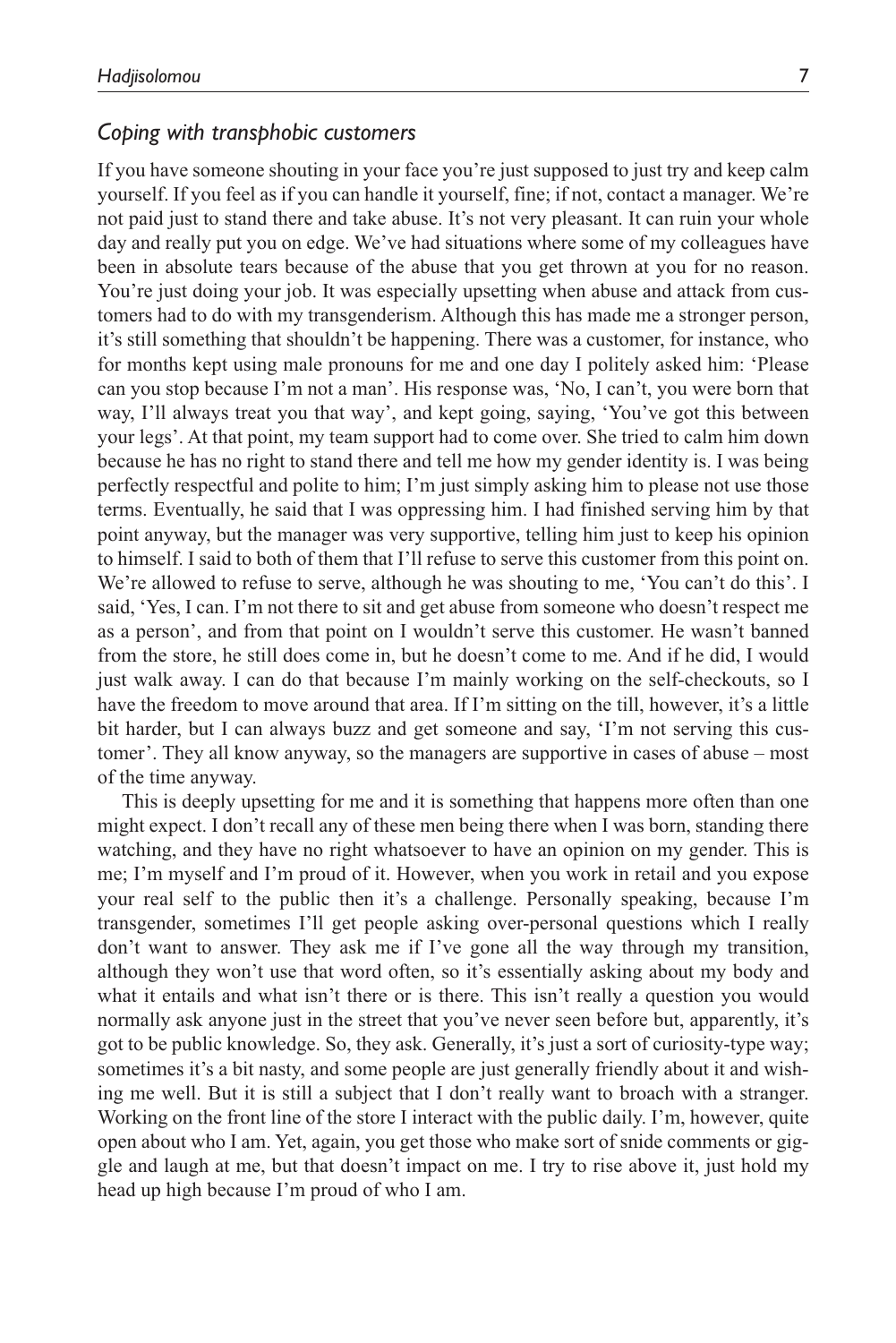### *Coping with transphobic customers*

If you have someone shouting in your face you're just supposed to just try and keep calm yourself. If you feel as if you can handle it yourself, fine; if not, contact a manager. We're not paid just to stand there and take abuse. It's not very pleasant. It can ruin your whole day and really put you on edge. We've had situations where some of my colleagues have been in absolute tears because of the abuse that you get thrown at you for no reason. You're just doing your job. It was especially upsetting when abuse and attack from customers had to do with my transgenderism. Although this has made me a stronger person, it's still something that shouldn't be happening. There was a customer, for instance, who for months kept using male pronouns for me and one day I politely asked him: 'Please can you stop because I'm not a man'. His response was, 'No, I can't, you were born that way, I'll always treat you that way', and kept going, saying, 'You've got this between your legs'. At that point, my team support had to come over. She tried to calm him down because he has no right to stand there and tell me how my gender identity is. I was being perfectly respectful and polite to him; I'm just simply asking him to please not use those terms. Eventually, he said that I was oppressing him. I had finished serving him by that point anyway, but the manager was very supportive, telling him just to keep his opinion to himself. I said to both of them that I'll refuse to serve this customer from this point on. We're allowed to refuse to serve, although he was shouting to me, 'You can't do this'. I said, 'Yes, I can. I'm not there to sit and get abuse from someone who doesn't respect me as a person', and from that point on I wouldn't serve this customer. He wasn't banned from the store, he still does come in, but he doesn't come to me. And if he did, I would just walk away. I can do that because I'm mainly working on the self-checkouts, so I have the freedom to move around that area. If I'm sitting on the till, however, it's a little bit harder, but I can always buzz and get someone and say, 'I'm not serving this customer'. They all know anyway, so the managers are supportive in cases of abuse – most of the time anyway.

This is deeply upsetting for me and it is something that happens more often than one might expect. I don't recall any of these men being there when I was born, standing there watching, and they have no right whatsoever to have an opinion on my gender. This is me; I'm myself and I'm proud of it. However, when you work in retail and you expose your real self to the public then it's a challenge. Personally speaking, because I'm transgender, sometimes I'll get people asking over-personal questions which I really don't want to answer. They ask me if I've gone all the way through my transition, although they won't use that word often, so it's essentially asking about my body and what it entails and what isn't there or is there. This isn't really a question you would normally ask anyone just in the street that you've never seen before but, apparently, it's got to be public knowledge. So, they ask. Generally, it's just a sort of curiosity-type way; sometimes it's a bit nasty, and some people are just generally friendly about it and wishing me well. But it is still a subject that I don't really want to broach with a stranger. Working on the front line of the store I interact with the public daily. I'm, however, quite open about who I am. Yet, again, you get those who make sort of snide comments or giggle and laugh at me, but that doesn't impact on me. I try to rise above it, just hold my head up high because I'm proud of who I am.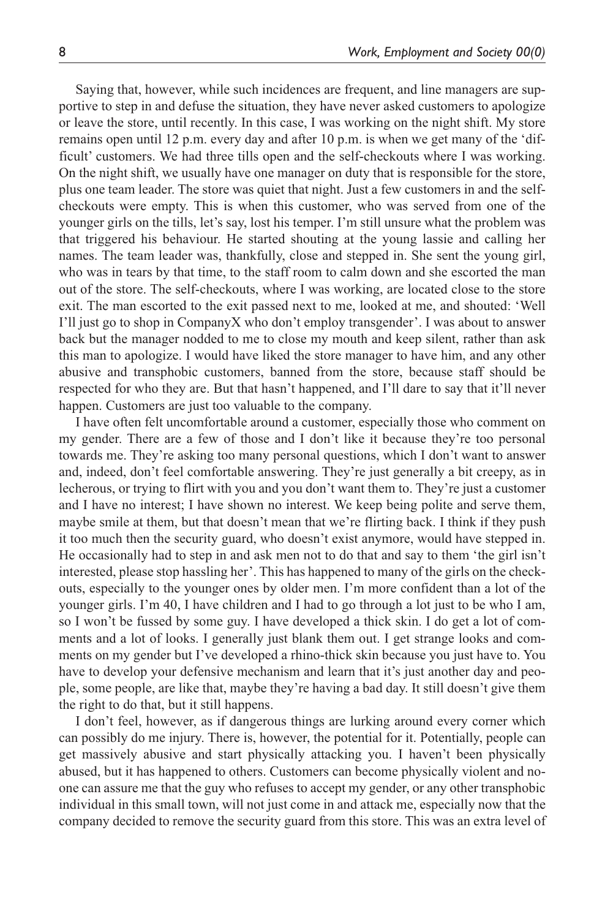Saying that, however, while such incidences are frequent, and line managers are supportive to step in and defuse the situation, they have never asked customers to apologize or leave the store, until recently. In this case, I was working on the night shift. My store remains open until 12 p.m. every day and after 10 p.m. is when we get many of the 'difficult' customers. We had three tills open and the self-checkouts where I was working. On the night shift, we usually have one manager on duty that is responsible for the store, plus one team leader. The store was quiet that night. Just a few customers in and the self-checkouts were empty. This is when this customer, who was served from one of the younger girls on the tills, let's say, lost his temper. I'm still unsure what the problem was that triggered his behaviour. He started shouting at the young lassie and calling her names. The team leader was, thankfully, close and stepped in. She sent the young girl, who was in tears by that time, to the staff room to calm down and she escorted the man out of the store. The self-checkouts, where I was working, are located close to the store exit. The man escorted to the exit passed next to me, looked at me, and shouted: 'Well I'll just go to shop in CompanyX who don't employ transgender'. I was about to answer back but the manager nodded to me to close my mouth and keep silent, rather than ask this man to apologize. I would have liked the store manager to have him, and any other abusive and transphobic customers, banned from the store, because staff should be respected for who they are. But that hasn't happened, and I'll dare to say that it'll never happen. Customers are just too valuable to the company.

I have often felt uncomfortable around a customer, especially those who comment on my gender. There are a few of those and I don't like it because they're too personal towards me. They're asking too many personal questions, which I don't want to answer and, indeed, don't feel comfortable answering. They're just generally a bit creepy, as in lecherous, or trying to flirt with you and you don't want them to. They're just a customer and I have no interest; I have shown no interest. We keep being polite and serve them, maybe smile at them, but that doesn't mean that we're flirting back. I think if they push it too much then the security guard, who doesn't exist anymore, would have stepped in. He occasionally had to step in and ask men not to do that and say to them 'the girl isn't interested, please stop hassling her'. This has happened to many of the girls on the checkouts, especially to the younger ones by older men. I'm more confident than a lot of the younger girls. I'm 40, I have children and I had to go through a lot just to be who I am, so I won't be fussed by some guy. I have developed a thick skin. I do get a lot of comments and a lot of looks. I generally just blank them out. I get strange looks and comments on my gender but I've developed a rhino-thick skin because you just have to. You have to develop your defensive mechanism and learn that it's just another day and people, some people, are like that, maybe they're having a bad day. It still doesn't give them the right to do that, but it still happens.

I don't feel, however, as if dangerous things are lurking around every corner which can possibly do me injury. There is, however, the potential for it. Potentially, people can get massively abusive and start physically attacking you. I haven't been physically abused, but it has happened to others. Customers can become physically violent and no-one can assure me that the guy who refuses to accept my gender, or any other transphobic individual in this small town, will not just come in and attack me, especially now that the company decided to remove the security guard from this store. This was an extra level of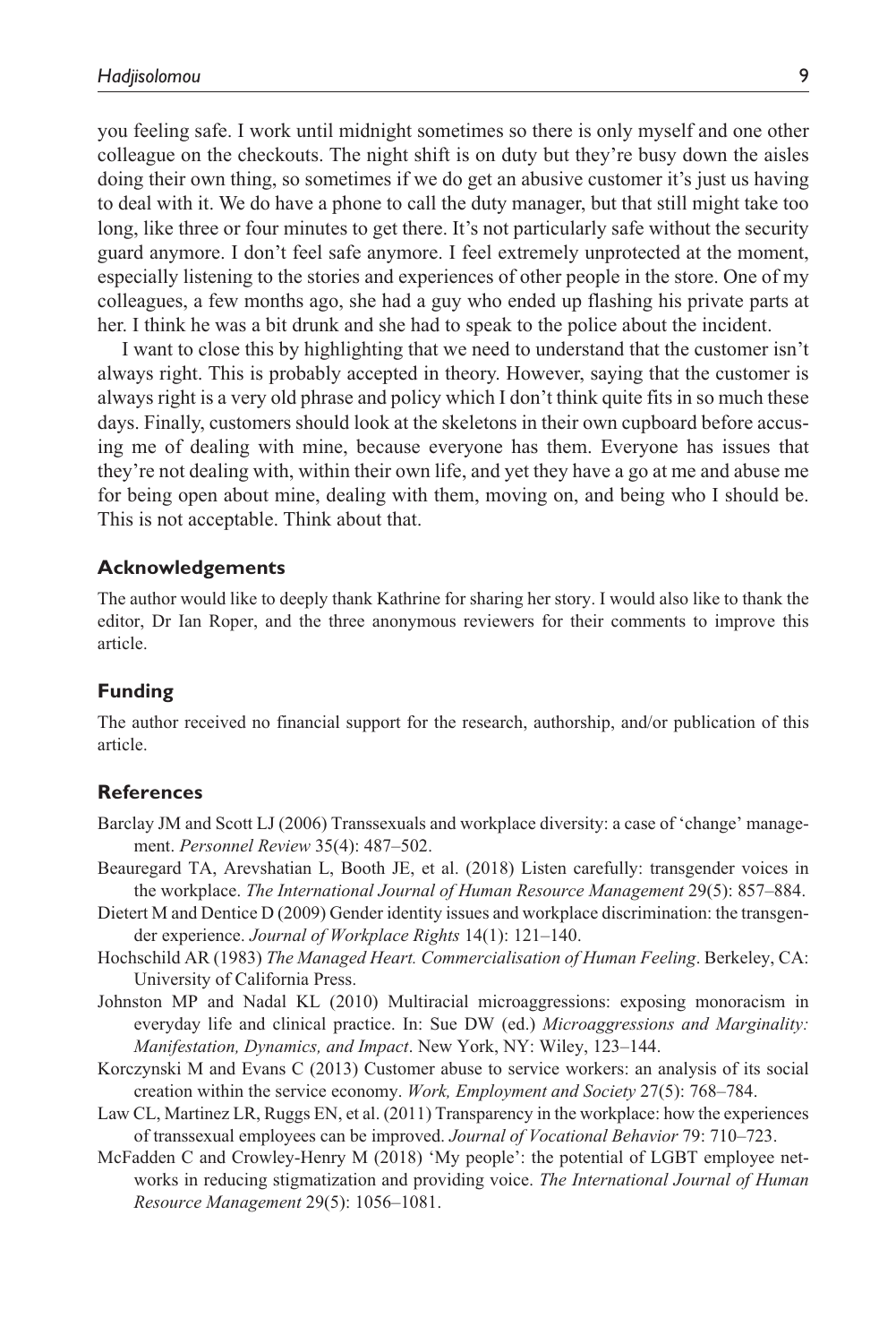you feeling safe. I work until midnight sometimes so there is only myself and one other colleague on the checkouts. The night shift is on duty but they're busy down the aisles doing their own thing, so sometimes if we do get an abusive customer it's just us having to deal with it. We do have a phone to call the duty manager, but that still might take too long, like three or four minutes to get there. It's not particularly safe without the security guard anymore. I don't feel safe anymore. I feel extremely unprotected at the moment, especially listening to the stories and experiences of other people in the store. One of my colleagues, a few months ago, she had a guy who ended up flashing his private parts at her. I think he was a bit drunk and she had to speak to the police about the incident.

I want to close this by highlighting that we need to understand that the customer isn't always right. This is probably accepted in theory. However, saying that the customer is always right is a very old phrase and policy which I don't think quite fits in so much these days. Finally, customers should look at the skeletons in their own cupboard before accusing me of dealing with mine, because everyone has them. Everyone has issues that they're not dealing with, within their own life, and yet they have a go at me and abuse me for being open about mine, dealing with them, moving on, and being who I should be. This is not acceptable. Think about that.

## Acknowledgements

The author would like to deeply thank Kathrine for sharing her story. I would also like to thank the editor, Dr Ian Roper, and the three anonymous reviewers for their comments to improve this article.

## Funding

The author received no financial support for the research, authorship, and/or publication of this article.

## References

Barclay JM and Scott LJ (2006) Transsexuals and workplace diversity: a case of 'change' management. *Personnel Review* 35(4): 487–502.

Beauregard TA, Arevshatian L, Booth JE, et al. (2018) Listen carefully: transgender voices in the workplace. *The International Journal of Human Resource Management* 29(5): 857–884.

Dietert M and Dentice D (2009) Gender identity issues and workplace discrimination: the transgender experience. *Journal of Workplace Rights* 14(1): 121–140.

Hochschild AR (1983) *The Managed Heart. Commercialisation of Human Feeling*. Berkeley, CA: University of California Press.

Johnston MP and Nadal KL (2010) Multiracial microaggressions: exposing monoracism in everyday life and clinical practice. In: Sue DW (ed.) *Microaggressions and Marginality: Manifestation, Dynamics, and Impact*. New York, NY: Wiley, 123–144.

Korczynski M and Evans C (2013) Customer abuse to service workers: an analysis of its social creation within the service economy. *Work, Employment and Society* 27(5): 768–784.

Law CL, Martinez LR, Ruggs EN, et al. (2011) Transparency in the workplace: how the experiences of transsexual employees can be improved. *Journal of Vocational Behavior* 79: 710–723.

McFadden C and Crowley-Henry M (2018) 'My people': the potential of LGBT employee networks in reducing stigmatization and providing voice. *The International Journal of Human Resource Management* 29(5): 1056–1081.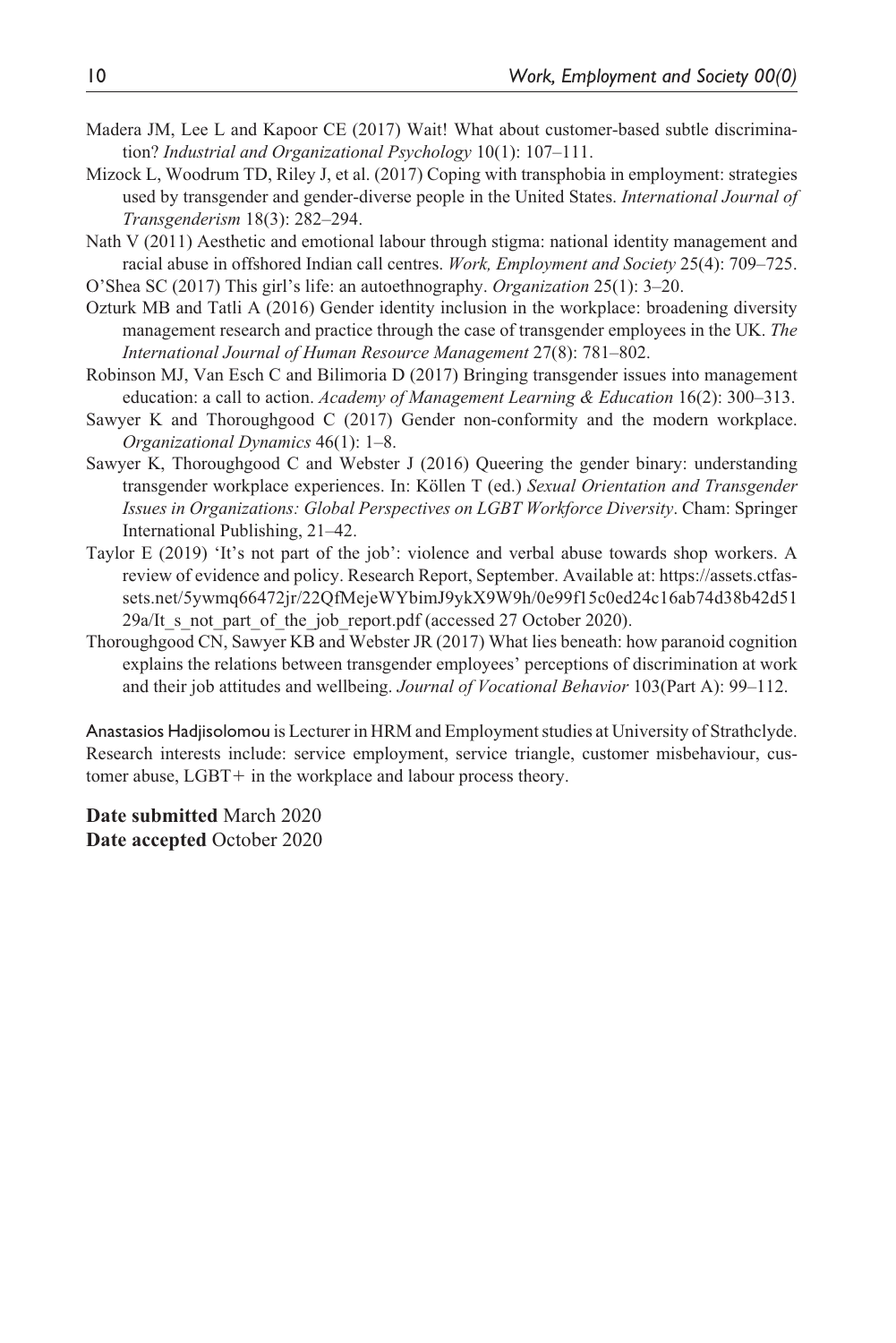Madera JM, Lee L and Kapoor CE (2017) Wait! What about customer-based subtle discrimination? *Industrial and Organizational Psychology* 10(1): 107–111.

Mizock L, Woodrum TD, Riley J, et al. (2017) Coping with transphobia in employment: strategies used by transgender and gender-diverse people in the United States. *International Journal of Transgenderism* 18(3): 282–294.

Nath V (2011) Aesthetic and emotional labour through stigma: national identity management and racial abuse in offshored Indian call centres. *Work, Employment and Society* 25(4): 709–725.

O'Shea SC (2017) This girl's life: an autoethnography. *Organization* 25(1): 3–20.

Ozturk MB and Tatli A (2016) Gender identity inclusion in the workplace: broadening diversity management research and practice through the case of transgender employees in the UK. *The International Journal of Human Resource Management* 27(8): 781–802.

Robinson MJ, Van Esch C and Bilimoria D (2017) Bringing transgender issues into management education: a call to action. *Academy of Management Learning & Education* 16(2): 300–313.

Sawyer K and Thoroughgood C (2017) Gender non-conformity and the modern workplace. *Organizational Dynamics* 46(1): 1–8.

Sawyer K, Thoroughgood C and Webster J (2016) Queering the gender binary: understanding transgender workplace experiences. In: Köllen T (ed.) *Sexual Orientation and Transgender Issues in Organizations: Global Perspectives on LGBT Workforce Diversity*. Cham: Springer International Publishing, 21–42.

Taylor E (2019) 'It's not part of the job': violence and verbal abuse towards shop workers. A review of evidence and policy. Research Report, September. Available at: https://assets.ctfassets.net/5ywmq66472jr/22QfMejeWYbimJ9ykX9W9h/0e99f15c0ed24c16ab74d38b42d5129a/It_s_not_part_of_the_job_report.pdf (accessed 27 October 2020).

Thoroughgood CN, Sawyer KB and Webster JR (2017) What lies beneath: how paranoid cognition explains the relations between transgender employees' perceptions of discrimination at work and their job attitudes and wellbeing. *Journal of Vocational Behavior* 103(Part A): 99–112.

Anastasios Hadjisolomou is Lecturer in HRM and Employment studies at University of Strathclyde. Research interests include: service employment, service triangle, customer misbehaviour, customer abuse, LGBT+ in the workplace and labour process theory.

**Date submitted** March 2020
**Date accepted** October 2020